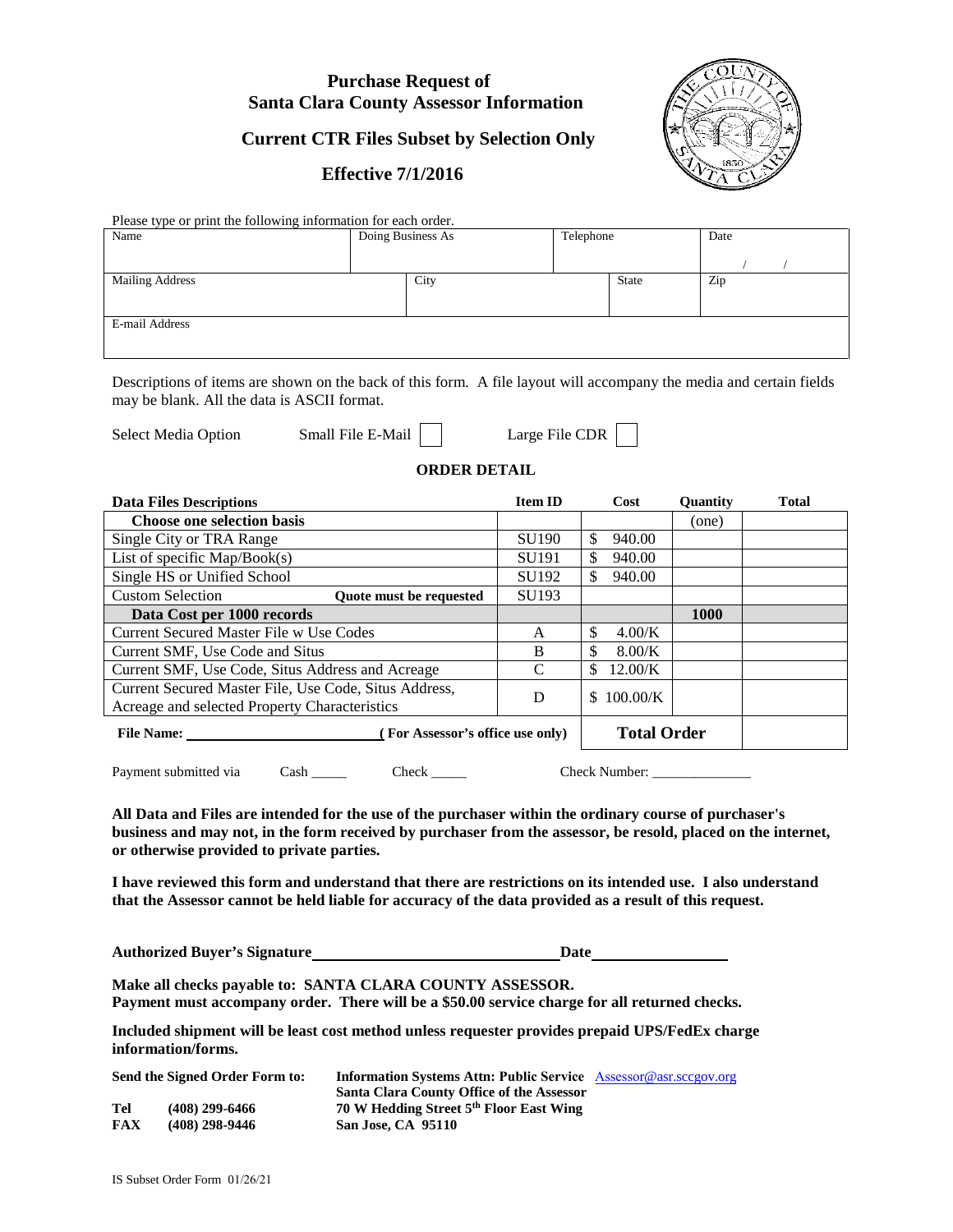# Purchase Request of Santa Clara County Assessor Information

## Current CTR Files Subset by Selection Only

## Effective 7/1/2016

Please type or print the following information for each order.

| Name | Doing Business As | Telephone | Date |
|---|---|---|---|
| | | | / / |

| Mailing Address | City | State | Zip |
|---|---|---|---|
| | | | |

| E-mail Address |
|---|
| |

Descriptions of items are shown on the back of this form. A file layout will accompany the media and certain fields may be blank. All the data is ASCII format.

Select Media Option Small File E-Mail ☐ Large File CDR ☐

**ORDER DETAIL**

| Data Files Descriptions | | Item ID | Cost | Quantity | Total |
|---|---|---|---|---|---|
| **Choose one selection basis** | | | | (one) | |
| Single City or TRA Range | | SU190 | $ 940.00 | | |
| List of specific Map/Book(s) | | SU191 | $ 940.00 | | |
| Single HS or Unified School | | SU192 | $ 940.00 | | |
| Custom Selection | **Quote must be requested** | SU193 | | | |
| **Data Cost per 1000 records** | | | | **1000** | |
| Current Secured Master File w Use Codes | | A | $ 4.00/K | | |
| Current SMF, Use Code and Situs | | B | $ 8.00/K | | |
| Current SMF, Use Code, Situs Address and Acreage | | C | $ 12.00/K | | |
| Current Secured Master File, Use Code, Situs Address, Acreage and selected Property Characteristics | | D | $ 100.00/K | | |
| **File Name:** ____________ | **( For Assessor's office use only)** | | **Total Order** | | |

Payment submitted via Cash _____ Check _____ Check Number: ______________

**All Data and Files are intended for the use of the purchaser within the ordinary course of purchaser's business and may not, in the form received by purchaser from the assessor, be resold, placed on the internet, or otherwise provided to private parties.**

**I have reviewed this form and understand that there are restrictions on its intended use. I also understand that the Assessor cannot be held liable for accuracy of the data provided as a result of this request.**

**Authorized Buyer's Signature** ______________________________ **Date** ________________

**Make all checks payable to: SANTA CLARA COUNTY ASSESSOR.**
**Payment must accompany order. There will be a $50.00 service charge for all returned checks.**

**Included shipment will be least cost method unless requester provides prepaid UPS/FedEx charge information/forms.**

**Send the Signed Order Form to:** **Information Systems Attn: Public Service** Assessor@asr.sccgov.org
**Santa Clara County Office of the Assessor**
**70 W Hedding Street 5th Floor East Wing**
**San Jose, CA 95110**

**Tel (408) 299-6466**
**FAX (408) 298-9446**

IS Subset Order Form 01/26/21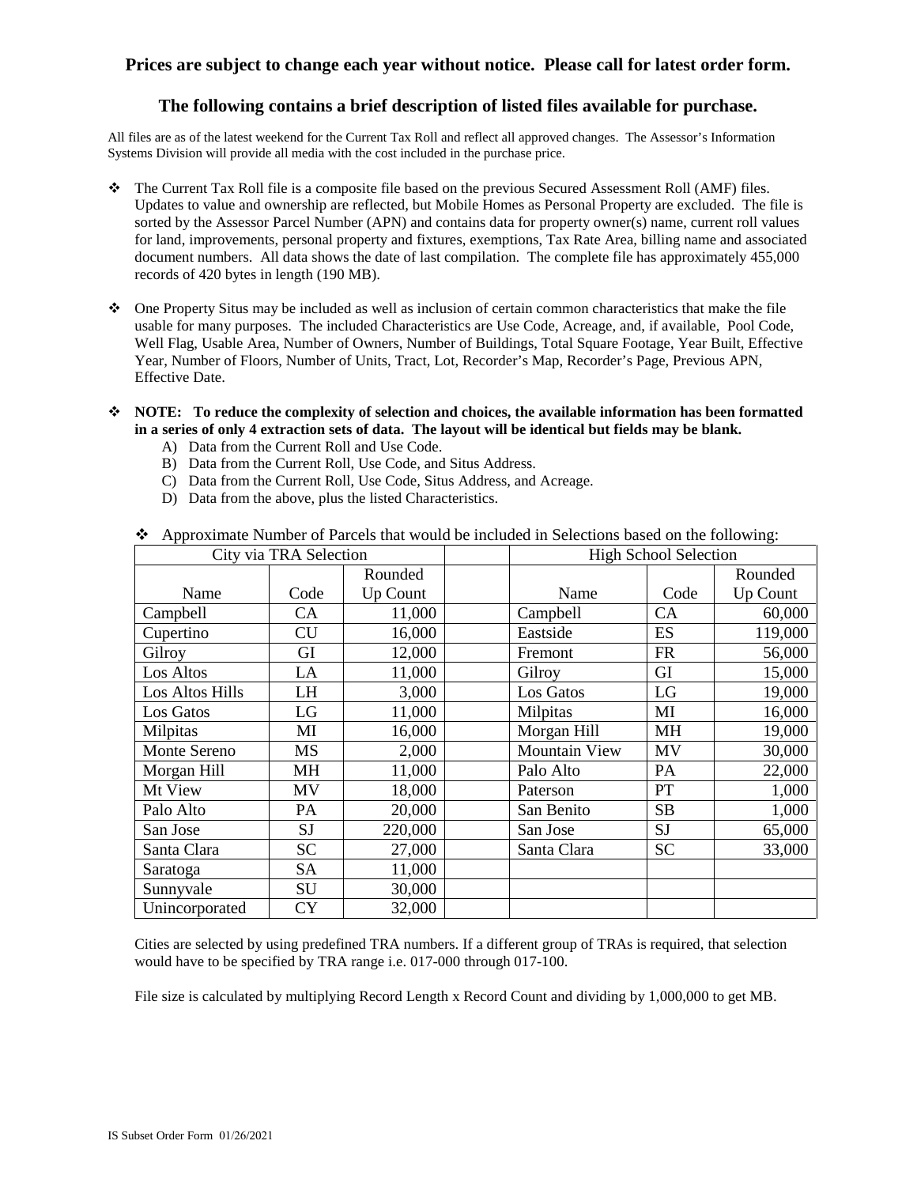**Prices are subject to change each year without notice. Please call for latest order form.**

**The following contains a brief description of listed files available for purchase.**

All files are as of the latest weekend for the Current Tax Roll and reflect all approved changes. The Assessor's Information Systems Division will provide all media with the cost included in the purchase price.

- The Current Tax Roll file is a composite file based on the previous Secured Assessment Roll (AMF) files. Updates to value and ownership are reflected, but Mobile Homes as Personal Property are excluded. The file is sorted by the Assessor Parcel Number (APN) and contains data for property owner(s) name, current roll values for land, improvements, personal property and fixtures, exemptions, Tax Rate Area, billing name and associated document numbers. All data shows the date of last compilation. The complete file has approximately 455,000 records of 420 bytes in length (190 MB).

- One Property Situs may be included as well as inclusion of certain common characteristics that make the file usable for many purposes. The included Characteristics are Use Code, Acreage, and, if available, Pool Code, Well Flag, Usable Area, Number of Owners, Number of Buildings, Total Square Footage, Year Built, Effective Year, Number of Floors, Number of Units, Tract, Lot, Recorder's Map, Recorder's Page, Previous APN, Effective Date.

- **NOTE: To reduce the complexity of selection and choices, the available information has been formatted in a series of only 4 extraction sets of data. The layout will be identical but fields may be blank.**
  - A) Data from the Current Roll and Use Code.
  - B) Data from the Current Roll, Use Code, and Situs Address.
  - C) Data from the Current Roll, Use Code, Situs Address, and Acreage.
  - D) Data from the above, plus the listed Characteristics.

- Approximate Number of Parcels that would be included in Selections based on the following:

| City via TRA Selection | | | | High School Selection | | |
|---|---|---|---|---|---|---|
| Name | Code | Rounded Up Count | | Name | Code | Rounded Up Count |
| Campbell | CA | 11,000 | | Campbell | CA | 60,000 |
| Cupertino | CU | 16,000 | | Eastside | ES | 119,000 |
| Gilroy | GI | 12,000 | | Fremont | FR | 56,000 |
| Los Altos | LA | 11,000 | | Gilroy | GI | 15,000 |
| Los Altos Hills | LH | 3,000 | | Los Gatos | LG | 19,000 |
| Los Gatos | LG | 11,000 | | Milpitas | MI | 16,000 |
| Milpitas | MI | 16,000 | | Morgan Hill | MH | 19,000 |
| Monte Sereno | MS | 2,000 | | Mountain View | MV | 30,000 |
| Morgan Hill | MH | 11,000 | | Palo Alto | PA | 22,000 |
| Mt View | MV | 18,000 | | Paterson | PT | 1,000 |
| Palo Alto | PA | 20,000 | | San Benito | SB | 1,000 |
| San Jose | SJ | 220,000 | | San Jose | SJ | 65,000 |
| Santa Clara | SC | 27,000 | | Santa Clara | SC | 33,000 |
| Saratoga | SA | 11,000 | | | | |
| Sunnyvale | SU | 30,000 | | | | |
| Unincorporated | CY | 32,000 | | | | |

Cities are selected by using predefined TRA numbers. If a different group of TRAs is required, that selection would have to be specified by TRA range i.e. 017-000 through 017-100.

File size is calculated by multiplying Record Length x Record Count and dividing by 1,000,000 to get MB.